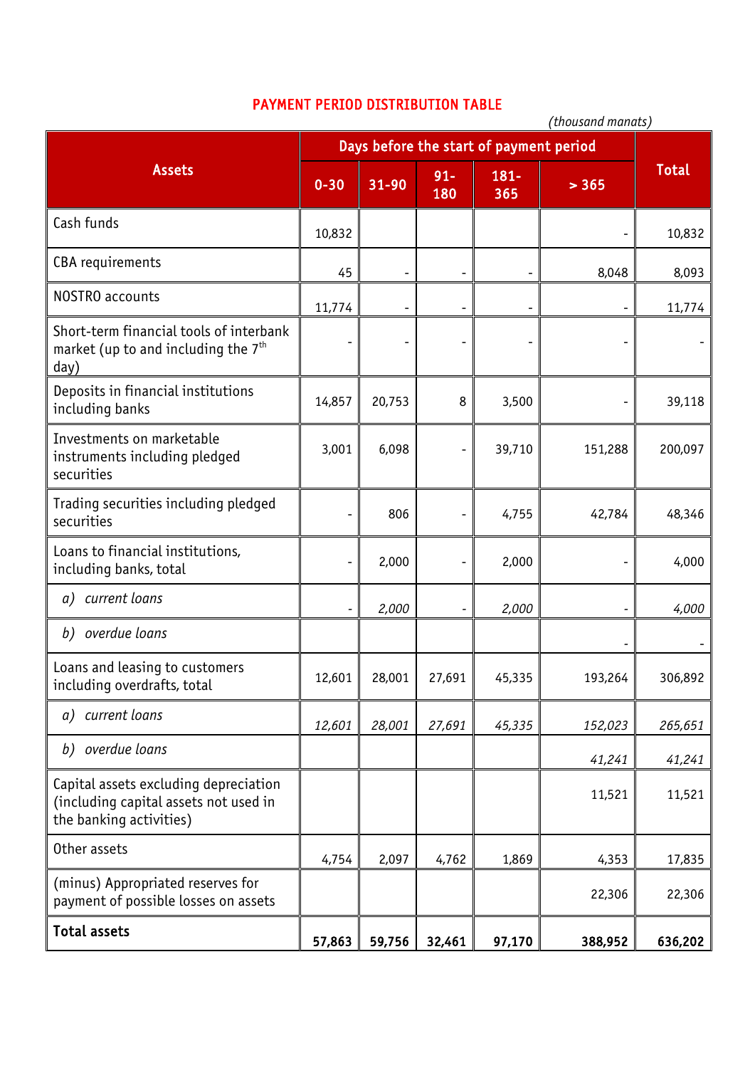# PAYMENT PERIOD DISTRIBUTION TABLE

*(thousand manats)*

| Assets | Days before the start of payment period | | | | | Total |
|---|---|---|---|---|---|---|
| | 0-30 | 31-90 | 91-180 | 181-365 | > 365 | |
| Cash funds | 10,832 | | | | - | 10,832 |
| CBA requirements | 45 | - | - | - | 8,048 | 8,093 |
| NOSTRO accounts | 11,774 | - | - | - | - | 11,774 |
| Short-term financial tools of interbank market (up to and including the 7th day) | - | - | - | - | - | - |
| Deposits in financial institutions including banks | 14,857 | 20,753 | 8 | 3,500 | - | 39,118 |
| Investments on marketable instruments including pledged securities | 3,001 | 6,098 | - | 39,710 | 151,288 | 200,097 |
| Trading securities including pledged securities | - | 806 | - | 4,755 | 42,784 | 48,346 |
| Loans to financial institutions, including banks, total | - | 2,000 | - | 2,000 | - | 4,000 |
| *a) current loans* | - | *2,000* | - | *2,000* | - | *4,000* |
| *b) overdue loans* | | | | | - | - |
| Loans and leasing to customers including overdrafts, total | 12,601 | 28,001 | 27,691 | 45,335 | 193,264 | 306,892 |
| *a) current loans* | *12,601* | *28,001* | *27,691* | *45,335* | *152,023* | *265,651* |
| *b) overdue loans* | | | | | *41,241* | *41,241* |
| Capital assets excluding depreciation (including capital assets not used in the banking activities) | | | | | 11,521 | 11,521 |
| Other assets | 4,754 | 2,097 | 4,762 | 1,869 | 4,353 | 17,835 |
| (minus) Appropriated reserves for payment of possible losses on assets | | | | | 22,306 | 22,306 |
| **Total assets** | **57,863** | **59,756** | **32,461** | **97,170** | **388,952** | **636,202** |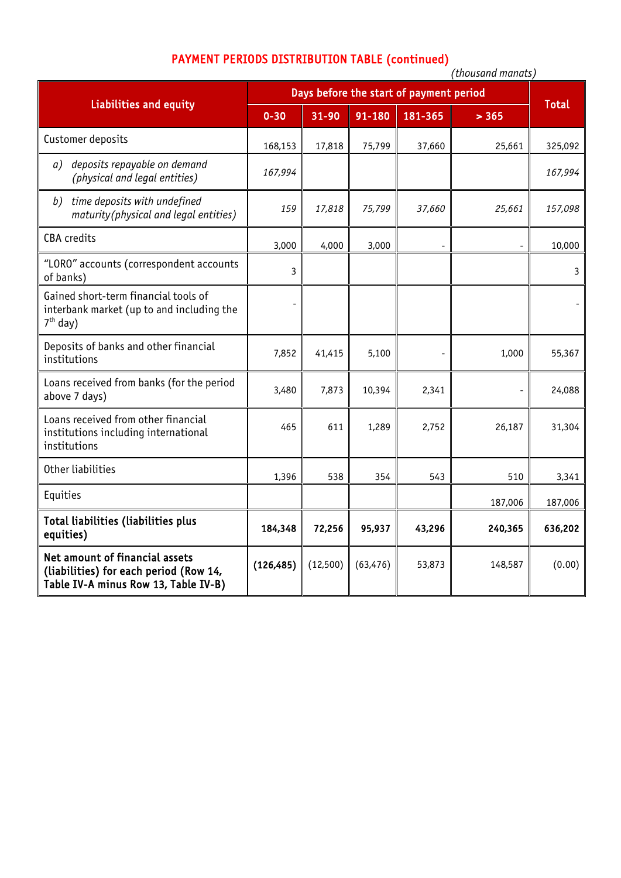# PAYMENT PERIODS DISTRIBUTION TABLE (continued)

*(thousand manats)*

| Liabilities and equity | Days before the start of payment period | | | | | Total |
|---|---|---|---|---|---|---|
| | 0-30 | 31-90 | 91-180 | 181-365 | > 365 | |
| Customer deposits | 168,153 | 17,818 | 75,799 | 37,660 | 25,661 | 325,092 |
| *a) deposits repayable on demand (physical and legal entities)* | *167,994* | | | | | *167,994* |
| *b) time deposits with undefined maturity(physical and legal entities)* | *159* | *17,818* | *75,799* | *37,660* | *25,661* | *157,098* |
| CBA credits | 3,000 | 4,000 | 3,000 | - | - | 10,000 |
| "LORO" accounts (correspondent accounts of banks) | 3 | | | | | 3 |
| Gained short-term financial tools of interbank market (up to and including the 7th day) | - | | | | | - |
| Deposits of banks and other financial institutions | 7,852 | 41,415 | 5,100 | - | 1,000 | 55,367 |
| Loans received from banks (for the period above 7 days) | 3,480 | 7,873 | 10,394 | 2,341 | - | 24,088 |
| Loans received from other financial institutions including international institutions | 465 | 611 | 1,289 | 2,752 | 26,187 | 31,304 |
| Other liabilities | 1,396 | 538 | 354 | 543 | 510 | 3,341 |
| Equities | | | | | 187,006 | 187,006 |
| **Total liabilities (liabilities plus equities)** | **184,348** | **72,256** | **95,937** | **43,296** | **240,365** | **636,202** |
| **Net amount of financial assets (liabilities) for each period (Row 14, Table IV-A minus Row 13, Table IV-B)** | **(126,485)** | (12,500) | (63,476) | 53,873 | 148,587 | (0.00) |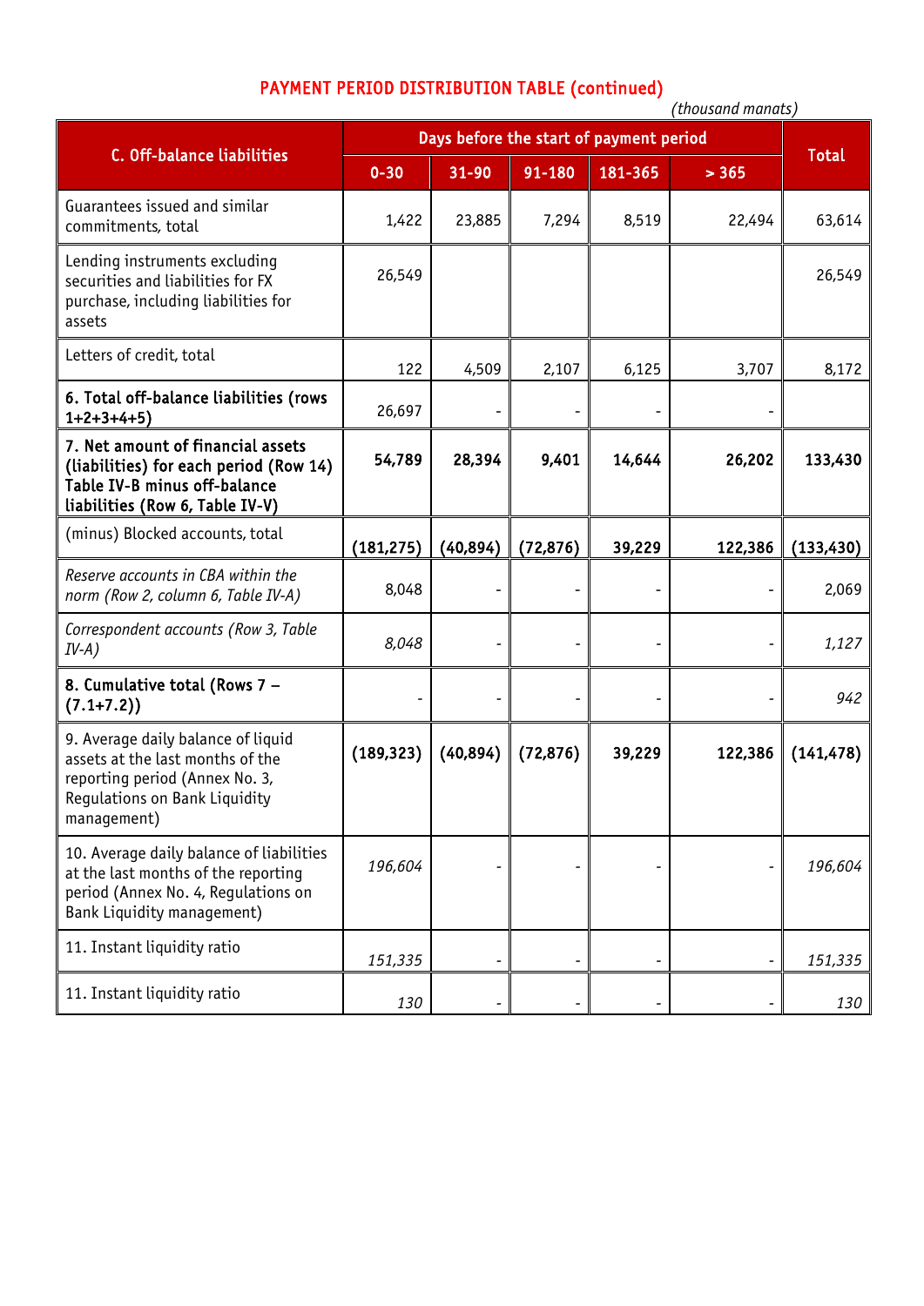# PAYMENT PERIOD DISTRIBUTION TABLE (continued)

*(thousand manats)*

| C. Off-balance liabilities | Days before the start of payment period | | | | | Total |
|---|---|---|---|---|---|---|
| | 0-30 | 31-90 | 91-180 | 181-365 | > 365 | |
| Guarantees issued and similar commitments, total | 1,422 | 23,885 | 7,294 | 8,519 | 22,494 | 63,614 |
| Lending instruments excluding securities and liabilities for FX purchase, including liabilities for assets | 26,549 | | | | | 26,549 |
| Letters of credit, total | 122 | 4,509 | 2,107 | 6,125 | 3,707 | 8,172 |
| **6. Total off-balance liabilities (rows 1+2+3+4+5)** | 26,697 | - | - | - | - | |
| **7. Net amount of financial assets (liabilities) for each period (Row 14) Table IV-B minus off-balance liabilities (Row 6, Table IV-V)** | **54,789** | **28,394** | **9,401** | **14,644** | **26,202** | **133,430** |
| (minus) Blocked accounts, total | **(181,275)** | **(40,894)** | **(72,876)** | **39,229** | **122,386** | **(133,430)** |
| *Reserve accounts in CBA within the norm (Row 2, column 6, Table IV-A)* | 8,048 | - | - | - | - | 2,069 |
| *Correspondent accounts (Row 3, Table IV-A)* | *8,048* | - | - | - | - | *1,127* |
| **8. Cumulative total (Rows 7 – (7.1+7.2))** | - | - | - | - | - | *942* |
| 9. Average daily balance of liquid assets at the last months of the reporting period (Annex No. 3, Regulations on Bank Liquidity management) | **(189,323)** | **(40,894)** | **(72,876)** | **39,229** | **122,386** | **(141,478)** |
| 10. Average daily balance of liabilities at the last months of the reporting period (Annex No. 4, Regulations on Bank Liquidity management) | *196,604* | - | - | - | - | *196,604* |
| 11. Instant liquidity ratio | *151,335* | - | - | - | - | *151,335* |
| 11. Instant liquidity ratio | *130* | - | - | - | - | *130* |